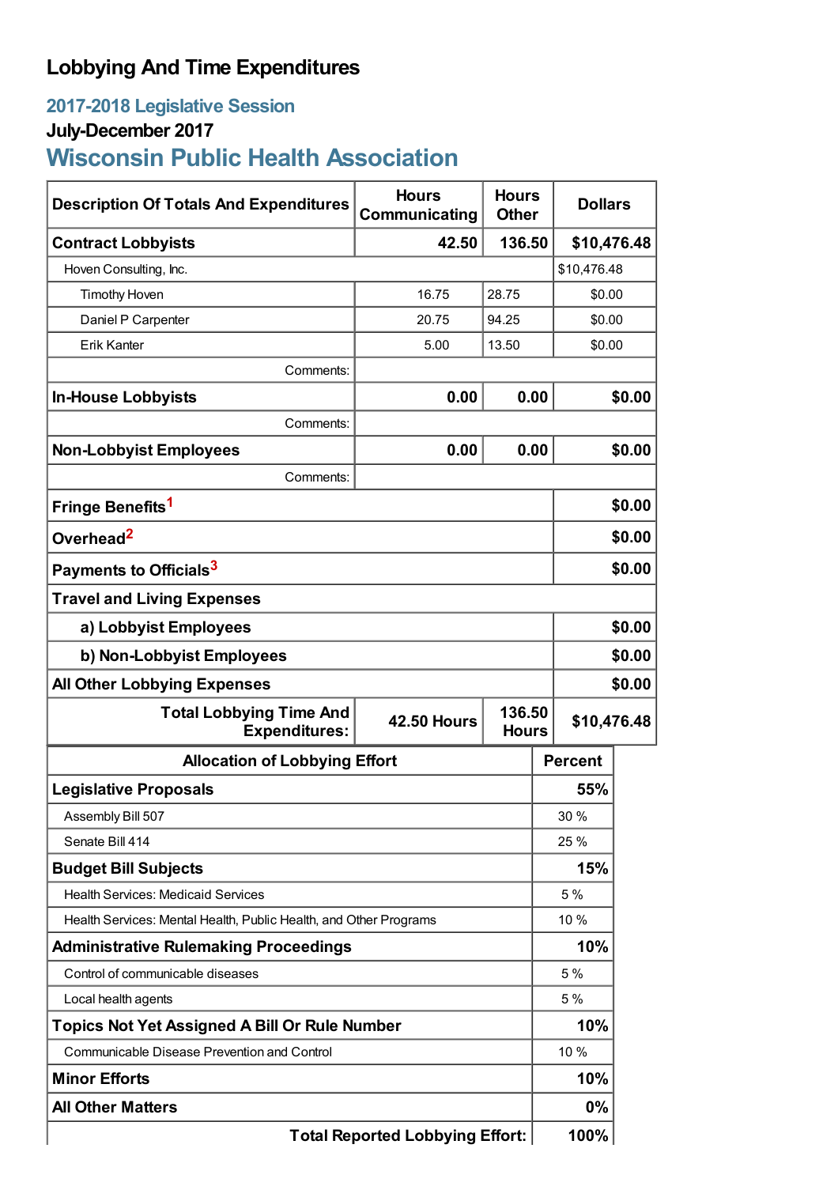# Lobbying And Time Expenditures

## 2017-2018 Legislative Session

### July-December 2017

## Wisconsin Public Health Association

| Description Of Totals And Expenditures | Hours Communicating | Hours Other | Dollars |
|---|---|---|---|
| **Contract Lobbyists** | **42.50** | **136.50** | **$10,476.48** |
| Hoven Consulting, Inc. | | | $10,476.48 |
| Timothy Hoven | 16.75 | 28.75 | $0.00 |
| Daniel P Carpenter | 20.75 | 94.25 | $0.00 |
| Erik Kanter | 5.00 | 13.50 | $0.00 |
| Comments: | | | |
| **In-House Lobbyists** | **0.00** | **0.00** | **$0.00** |
| Comments: | | | |
| **Non-Lobbyist Employees** | **0.00** | **0.00** | **$0.00** |
| Comments: | | | |
| **Fringe Benefits**[1] | | | **$0.00** |
| **Overhead**[2] | | | **$0.00** |
| **Payments to Officials**[3] | | | **$0.00** |
| **Travel and Living Expenses** | | | |
| **a) Lobbyist Employees** | | | **$0.00** |
| **b) Non-Lobbyist Employees** | | | **$0.00** |
| **All Other Lobbying Expenses** | | | **$0.00** |
| **Total Lobbying Time And Expenditures:** | **42.50 Hours** | **136.50 Hours** | **$10,476.48** |

| Allocation of Lobbying Effort | Percent |
|---|---|
| **Legislative Proposals** | **55%** |
| Assembly Bill 507 | 30 % |
| Senate Bill 414 | 25 % |
| **Budget Bill Subjects** | **15%** |
| Health Services: Medicaid Services | 5 % |
| Health Services: Mental Health, Public Health, and Other Programs | 10 % |
| **Administrative Rulemaking Proceedings** | **10%** |
| Control of communicable diseases | 5 % |
| Local health agents | 5 % |
| **Topics Not Yet Assigned A Bill Or Rule Number** | **10%** |
| Communicable Disease Prevention and Control | 10 % |
| **Minor Efforts** | **10%** |
| **All Other Matters** | **0%** |
| **Total Reported Lobbying Effort:** | **100%** |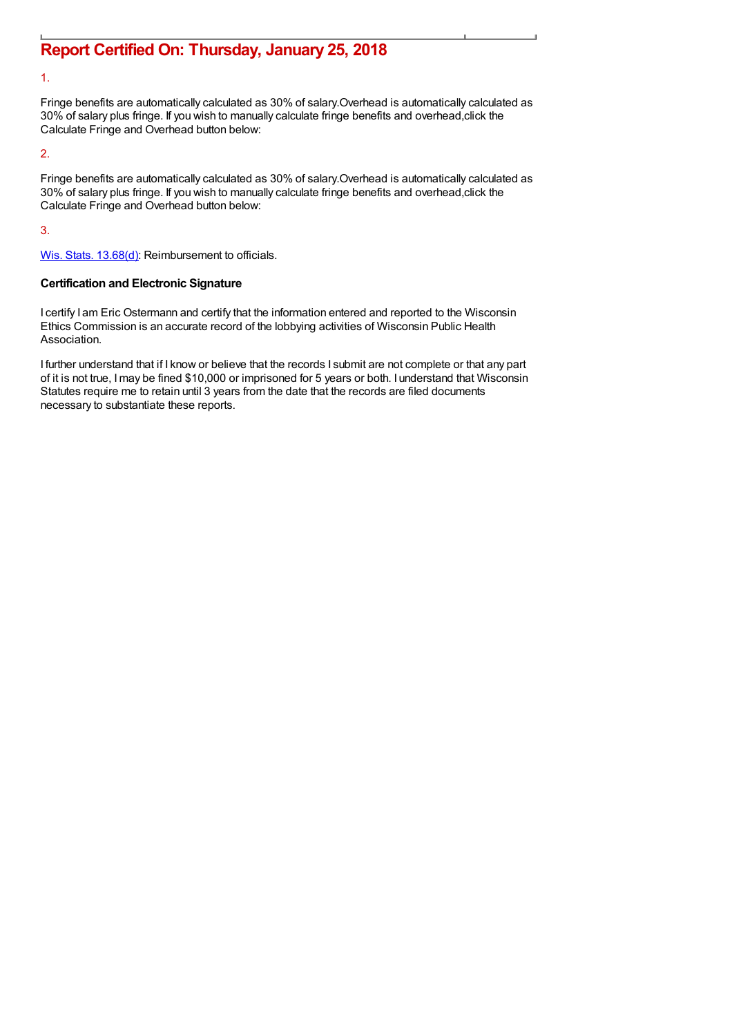## Report Certified On: Thursday, January 25, 2018

1.

Fringe benefits are automatically calculated as 30% of salary.Overhead is automatically calculated as 30% of salary plus fringe. If you wish to manually calculate fringe benefits and overhead,click the Calculate Fringe and Overhead button below:

2.

Fringe benefits are automatically calculated as 30% of salary.Overhead is automatically calculated as 30% of salary plus fringe. If you wish to manually calculate fringe benefits and overhead,click the Calculate Fringe and Overhead button below:

3.

Wis. Stats. 13.68(d): Reimbursement to officials.

**Certification and Electronic Signature**

I certify I am Eric Ostermann and certify that the information entered and reported to the Wisconsin Ethics Commission is an accurate record of the lobbying activities of Wisconsin Public Health Association.

I further understand that if I know or believe that the records I submit are not complete or that any part of it is not true, I may be fined $10,000 or imprisoned for 5 years or both. I understand that Wisconsin Statutes require me to retain until 3 years from the date that the records are filed documents necessary to substantiate these reports.